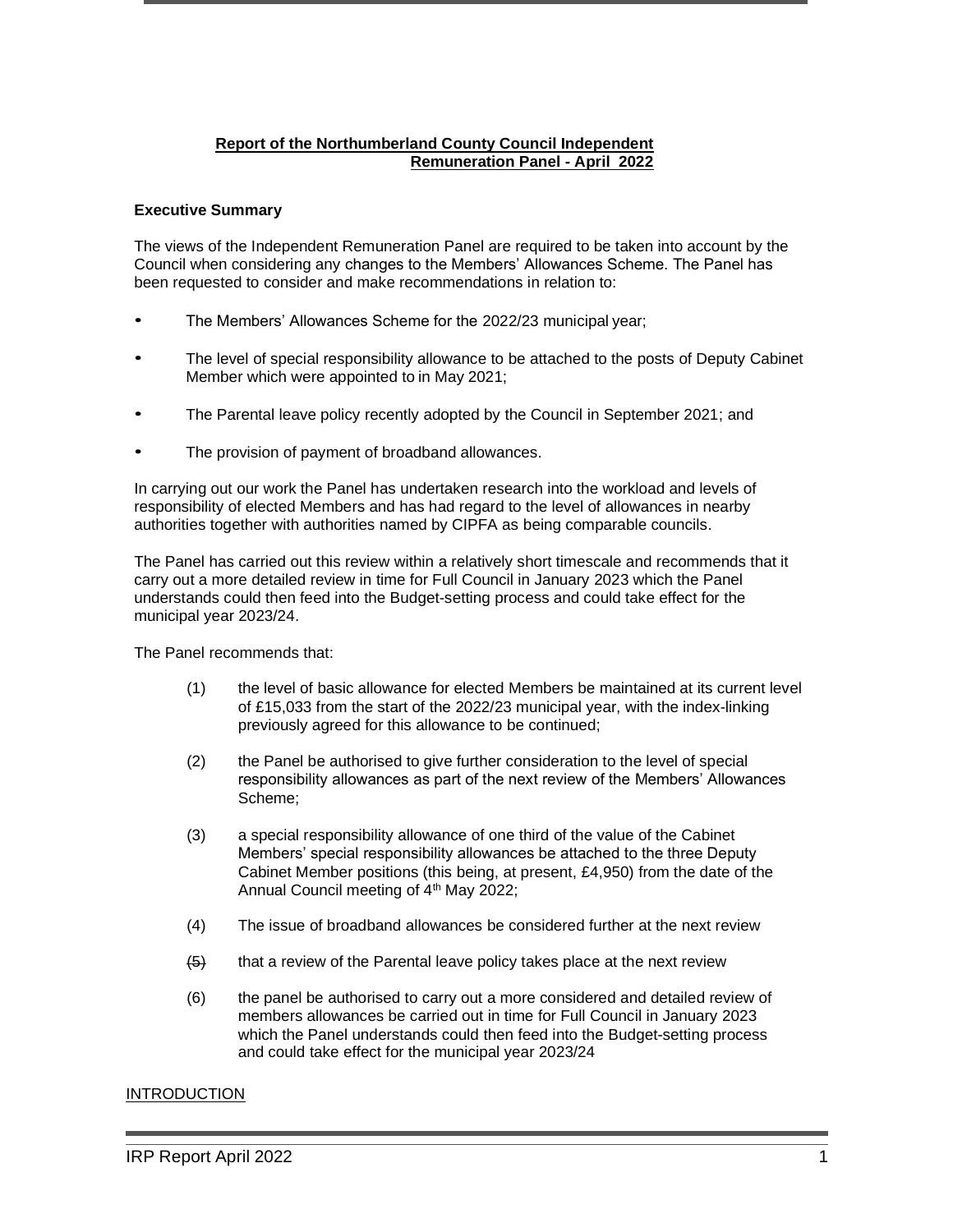**Report of the Northumberland County Council Independent Remuneration Panel - April 2022**

**Executive Summary**

The views of the Independent Remuneration Panel are required to be taken into account by the Council when considering any changes to the Members' Allowances Scheme. The Panel has been requested to consider and make recommendations in relation to:

- The Members' Allowances Scheme for the 2022/23 municipal year;
- The level of special responsibility allowance to be attached to the posts of Deputy Cabinet Member which were appointed to in May 2021;
- The Parental leave policy recently adopted by the Council in September 2021; and
- The provision of payment of broadband allowances.

In carrying out our work the Panel has undertaken research into the workload and levels of responsibility of elected Members and has had regard to the level of allowances in nearby authorities together with authorities named by CIPFA as being comparable councils.

The Panel has carried out this review within a relatively short timescale and recommends that it carry out a more detailed review in time for Full Council in January 2023 which the Panel understands could then feed into the Budget-setting process and could take effect for the municipal year 2023/24.

The Panel recommends that:

(1) the level of basic allowance for elected Members be maintained at its current level of £15,033 from the start of the 2022/23 municipal year, with the index-linking previously agreed for this allowance to be continued;

(2) the Panel be authorised to give further consideration to the level of special responsibility allowances as part of the next review of the Members' Allowances Scheme;

(3) a special responsibility allowance of one third of the value of the Cabinet Members' special responsibility allowances be attached to the three Deputy Cabinet Member positions (this being, at present, £4,950) from the date of the Annual Council meeting of 4th May 2022;

(4) The issue of broadband allowances be considered further at the next review

~~(5)~~ that a review of the Parental leave policy takes place at the next review

(6) the panel be authorised to carry out a more considered and detailed review of members allowances be carried out in time for Full Council in January 2023 which the Panel understands could then feed into the Budget-setting process and could take effect for the municipal year 2023/24

INTRODUCTION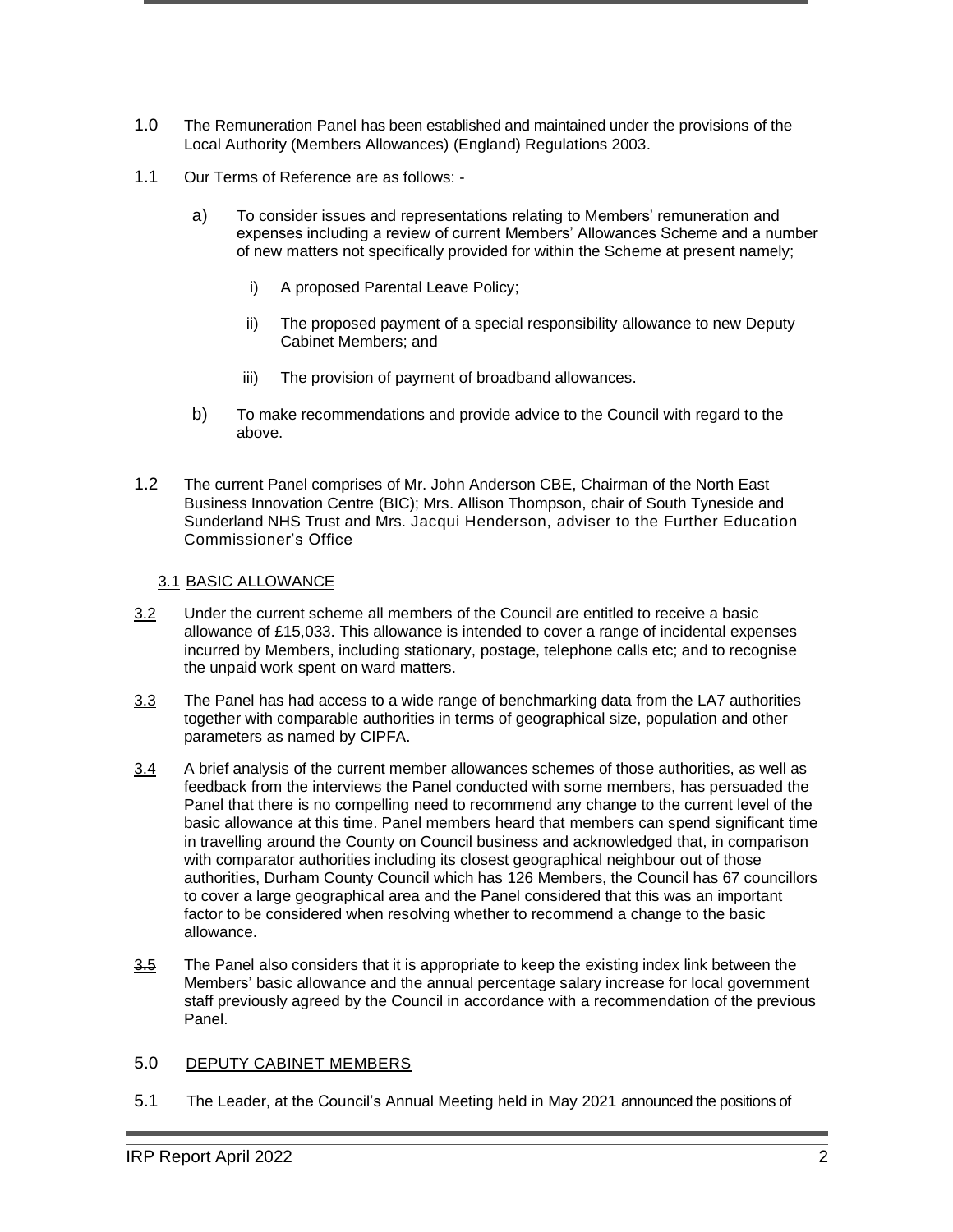1.0 The Remuneration Panel has been established and maintained under the provisions of the Local Authority (Members Allowances) (England) Regulations 2003.

1.1 Our Terms of Reference are as follows: -

a) To consider issues and representations relating to Members' remuneration and expenses including a review of current Members' Allowances Scheme and a number of new matters not specifically provided for within the Scheme at present namely;

i) A proposed Parental Leave Policy;

ii) The proposed payment of a special responsibility allowance to new Deputy Cabinet Members; and

iii) The provision of payment of broadband allowances.

b) To make recommendations and provide advice to the Council with regard to the above.

1.2 The current Panel comprises of Mr. John Anderson CBE, Chairman of the North East Business Innovation Centre (BIC); Mrs. Allison Thompson, chair of South Tyneside and Sunderland NHS Trust and Mrs. Jacqui Henderson, adviser to the Further Education Commissioner's Office

## 3.1 BASIC ALLOWANCE

3.2 Under the current scheme all members of the Council are entitled to receive a basic allowance of £15,033. This allowance is intended to cover a range of incidental expenses incurred by Members, including stationary, postage, telephone calls etc; and to recognise the unpaid work spent on ward matters.

3.3 The Panel has had access to a wide range of benchmarking data from the LA7 authorities together with comparable authorities in terms of geographical size, population and other parameters as named by CIPFA.

3.4 A brief analysis of the current member allowances schemes of those authorities, as well as feedback from the interviews the Panel conducted with some members, has persuaded the Panel that there is no compelling need to recommend any change to the current level of the basic allowance at this time. Panel members heard that members can spend significant time in travelling around the County on Council business and acknowledged that, in comparison with comparator authorities including its closest geographical neighbour out of those authorities, Durham County Council which has 126 Members, the Council has 67 councillors to cover a large geographical area and the Panel considered that this was an important factor to be considered when resolving whether to recommend a change to the basic allowance.

3.5 The Panel also considers that it is appropriate to keep the existing index link between the Members' basic allowance and the annual percentage salary increase for local government staff previously agreed by the Council in accordance with a recommendation of the previous Panel.

## 5.0 DEPUTY CABINET MEMBERS

5.1 The Leader, at the Council's Annual Meeting held in May 2021 announced the positions of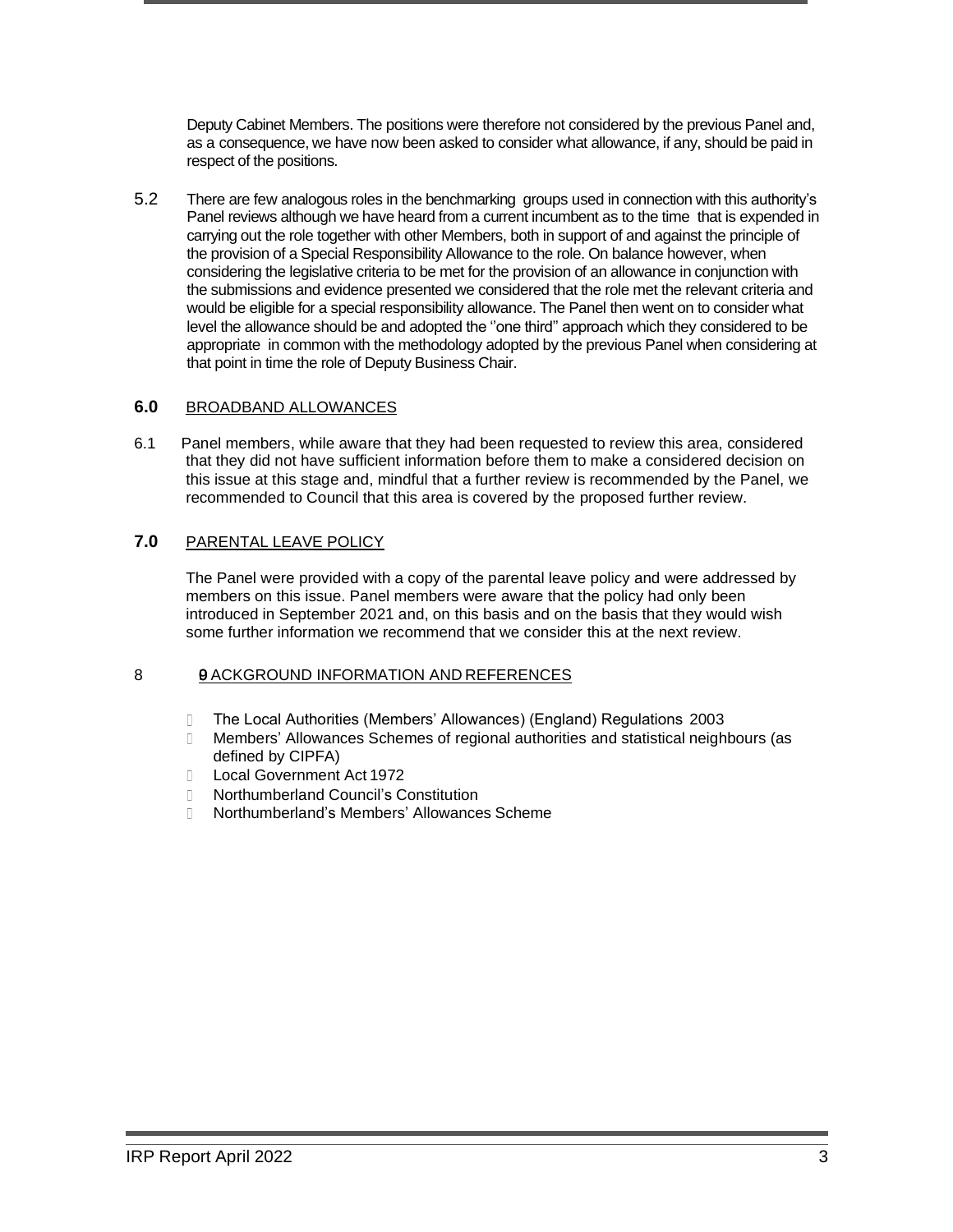Deputy Cabinet Members. The positions were therefore not considered by the previous Panel and, as a consequence, we have now been asked to consider what allowance, if any, should be paid in respect of the positions.

5.2 There are few analogous roles in the benchmarking groups used in connection with this authority's Panel reviews although we have heard from a current incumbent as to the time that is expended in carrying out the role together with other Members, both in support of and against the principle of the provision of a Special Responsibility Allowance to the role. On balance however, when considering the legislative criteria to be met for the provision of an allowance in conjunction with the submissions and evidence presented we considered that the role met the relevant criteria and would be eligible for a special responsibility allowance. The Panel then went on to consider what level the allowance should be and adopted the "one third" approach which they considered to be appropriate in common with the methodology adopted by the previous Panel when considering at that point in time the role of Deputy Business Chair.

## 6.0 BROADBAND ALLOWANCES

6.1 Panel members, while aware that they had been requested to review this area, considered that they did not have sufficient information before them to make a considered decision on this issue at this stage and, mindful that a further review is recommended by the Panel, we recommended to Council that this area is covered by the proposed further review.

## 7.0 PARENTAL LEAVE POLICY

The Panel were provided with a copy of the parental leave policy and were addressed by members on this issue. Panel members were aware that the policy had only been introduced in September 2021 and, on this basis and on the basis that they would wish some further information we recommend that we consider this at the next review.

## 8 BACKGROUND INFORMATION AND REFERENCES

- The Local Authorities (Members' Allowances) (England) Regulations 2003
- Members' Allowances Schemes of regional authorities and statistical neighbours (as defined by CIPFA)
- Local Government Act 1972
- Northumberland Council's Constitution
- Northumberland's Members' Allowances Scheme